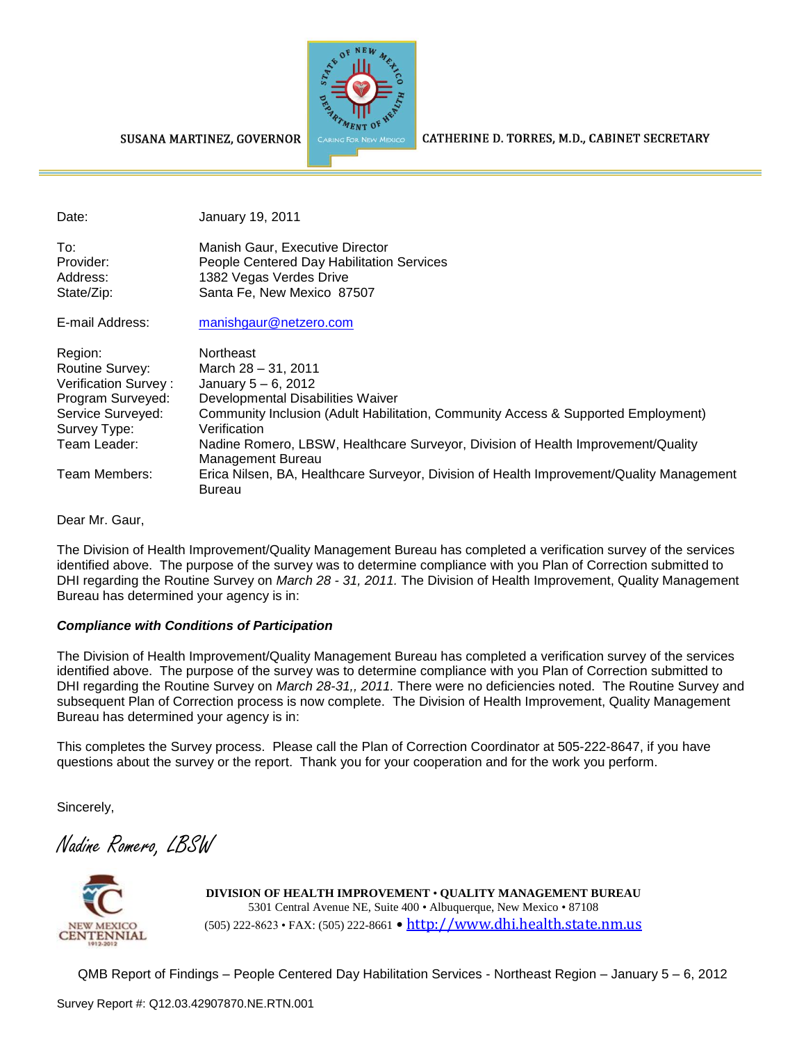SUSANA MARTINEZ, GOVERNOR

CARING FOR NEW MEXICO

CATHERINE D. TORRES, M.D., CABINET SECRETARY

| | |
|---|---|
| Date: | January 19, 2011 |
| To: | Manish Gaur, Executive Director |
| Provider: | People Centered Day Habilitation Services |
| Address: | 1382 Vegas Verdes Drive |
| State/Zip: | Santa Fe, New Mexico 87507 |
| E-mail Address: | manishgaur@netzero.com |
| Region: | Northeast |
| Routine Survey: | March 28 – 31, 2011 |
| Verification Survey : | January 5 – 6, 2012 |
| Program Surveyed: | Developmental Disabilities Waiver |
| Service Surveyed: | Community Inclusion (Adult Habilitation, Community Access & Supported Employment) |
| Survey Type: | Verification |
| Team Leader: | Nadine Romero, LBSW, Healthcare Surveyor, Division of Health Improvement/Quality Management Bureau |
| Team Members: | Erica Nilsen, BA, Healthcare Surveyor, Division of Health Improvement/Quality Management Bureau |

Dear Mr. Gaur,

The Division of Health Improvement/Quality Management Bureau has completed a verification survey of the services identified above. The purpose of the survey was to determine compliance with you Plan of Correction submitted to DHI regarding the Routine Survey on *March 28 - 31, 2011.* The Division of Health Improvement, Quality Management Bureau has determined your agency is in:

***Compliance with Conditions of Participation***

The Division of Health Improvement/Quality Management Bureau has completed a verification survey of the services identified above. The purpose of the survey was to determine compliance with you Plan of Correction submitted to DHI regarding the Routine Survey on *March 28-31,, 2011.* There were no deficiencies noted. The Routine Survey and subsequent Plan of Correction process is now complete. The Division of Health Improvement, Quality Management Bureau has determined your agency is in:

This completes the Survey process. Please call the Plan of Correction Coordinator at 505-222-8647, if you have questions about the survey or the report. Thank you for your cooperation and for the work you perform.

Sincerely,

*Nadine Romero, LBSW*

**DIVISION OF HEALTH IMPROVEMENT • QUALITY MANAGEMENT BUREAU**
5301 Central Avenue NE, Suite 400 • Albuquerque, New Mexico • 87108
(505) 222-8623 • FAX: (505) 222-8661 • http://www.dhi.health.state.nm.us

QMB Report of Findings – People Centered Day Habilitation Services - Northeast Region – January 5 – 6, 2012

Survey Report #: Q12.03.42907870.NE.RTN.001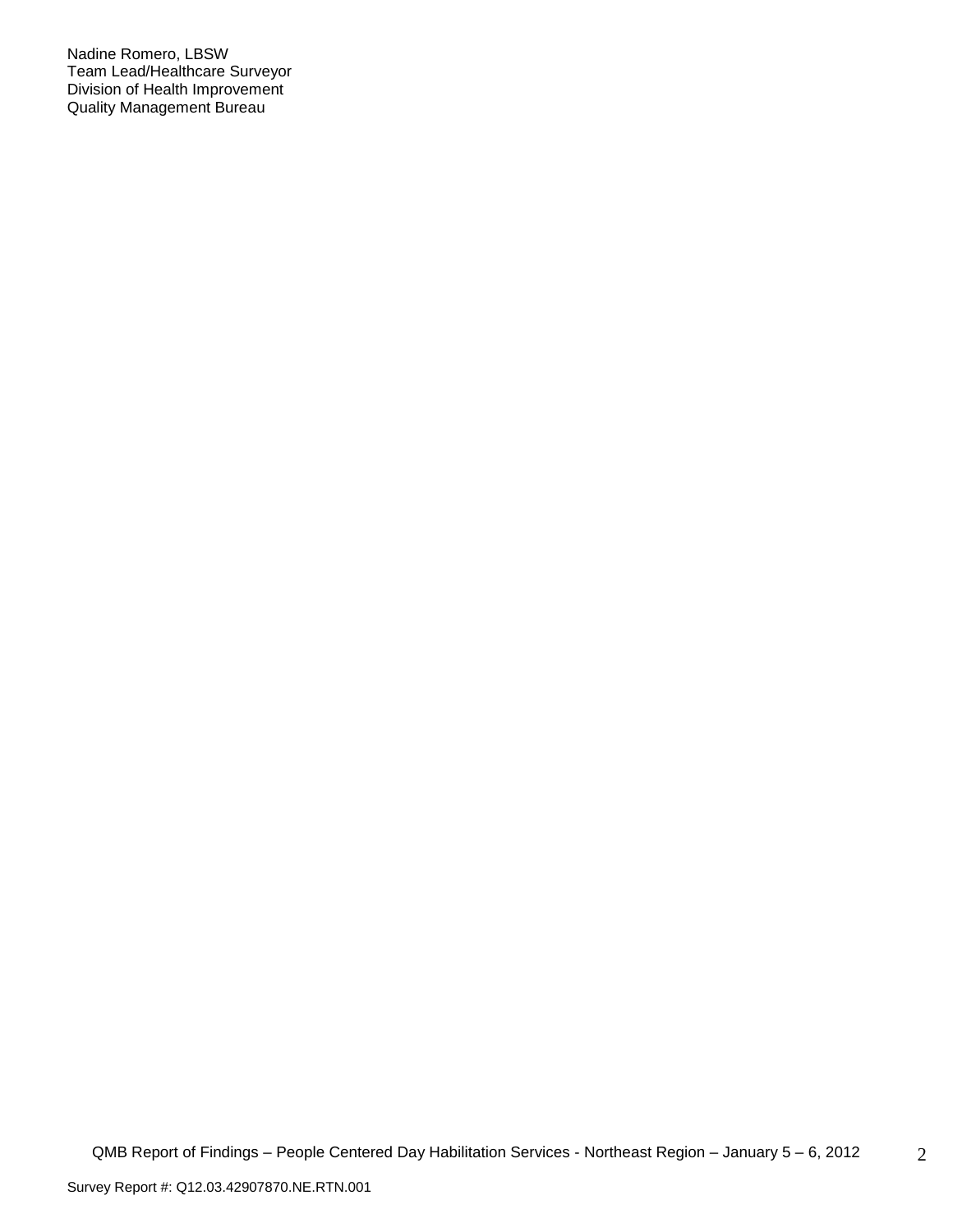Nadine Romero, LBSW
Team Lead/Healthcare Surveyor
Division of Health Improvement
Quality Management Bureau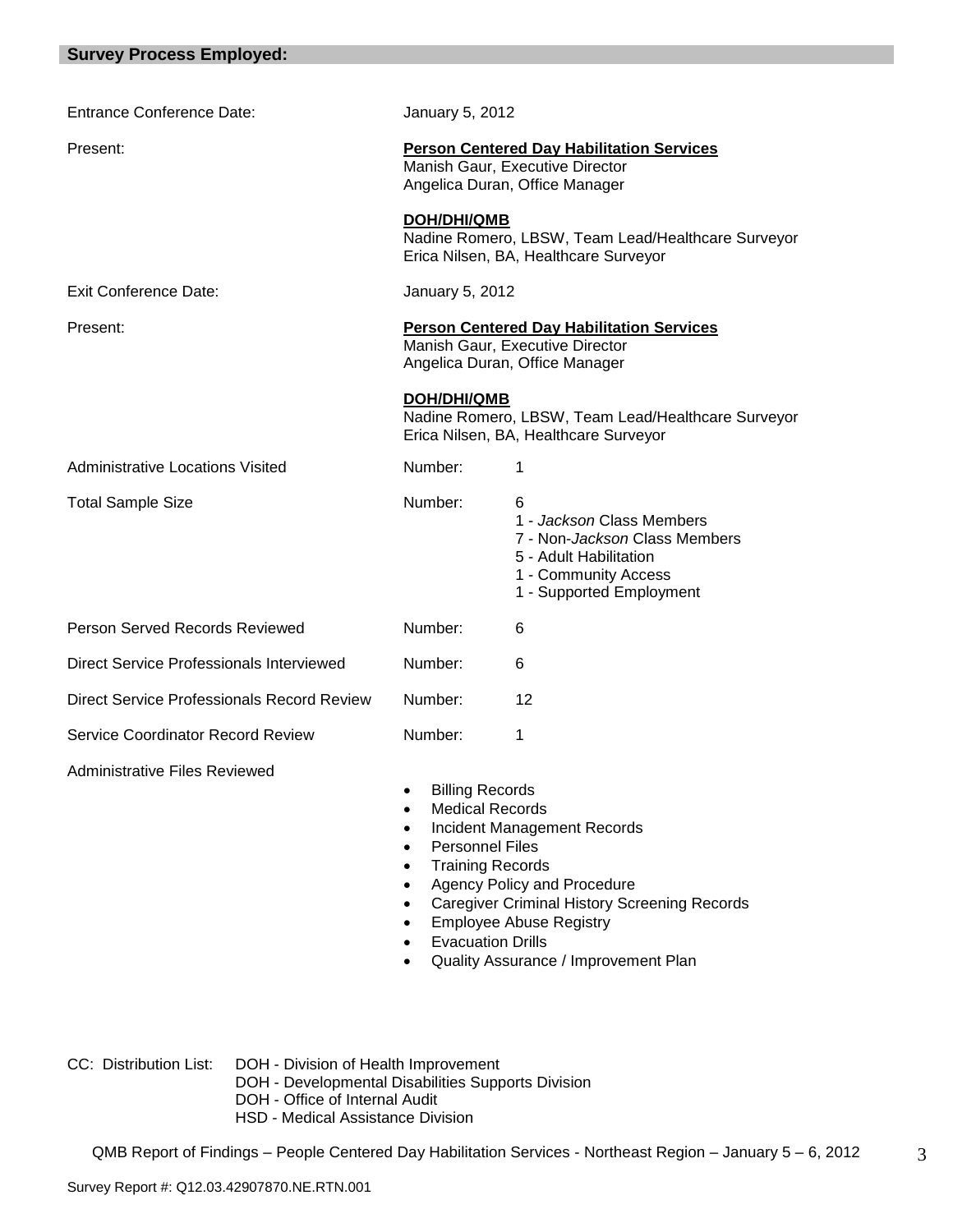## Survey Process Employed:

| | | |
|---|---|---|
| Entrance Conference Date: | January 5, 2012 | |
| Present: | **Person Centered Day Habilitation Services**<br>Manish Gaur, Executive Director<br>Angelica Duran, Office Manager | |
| | **DOH/DHI/QMB**<br>Nadine Romero, LBSW, Team Lead/Healthcare Surveyor<br>Erica Nilsen, BA, Healthcare Surveyor | |
| Exit Conference Date: | January 5, 2012 | |
| Present: | **Person Centered Day Habilitation Services**<br>Manish Gaur, Executive Director<br>Angelica Duran, Office Manager | |
| | **DOH/DHI/QMB**<br>Nadine Romero, LBSW, Team Lead/Healthcare Surveyor<br>Erica Nilsen, BA, Healthcare Surveyor | |
| Administrative Locations Visited | Number: | 1 |
| Total Sample Size | Number: | 6<br>1 - *Jackson* Class Members<br>7 - Non-*Jackson* Class Members<br>5 - Adult Habilitation<br>1 - Community Access<br>1 - Supported Employment |
| Person Served Records Reviewed | Number: | 6 |
| Direct Service Professionals Interviewed | Number: | 6 |
| Direct Service Professionals Record Review | Number: | 12 |
| Service Coordinator Record Review | Number: | 1 |

Administrative Files Reviewed

- Billing Records
- Medical Records
- Incident Management Records
- Personnel Files
- Training Records
- Agency Policy and Procedure
- Caregiver Criminal History Screening Records
- Employee Abuse Registry
- Evacuation Drills
- Quality Assurance / Improvement Plan

CC: Distribution List: DOH - Division of Health Improvement
DOH - Developmental Disabilities Supports Division
DOH - Office of Internal Audit
HSD - Medical Assistance Division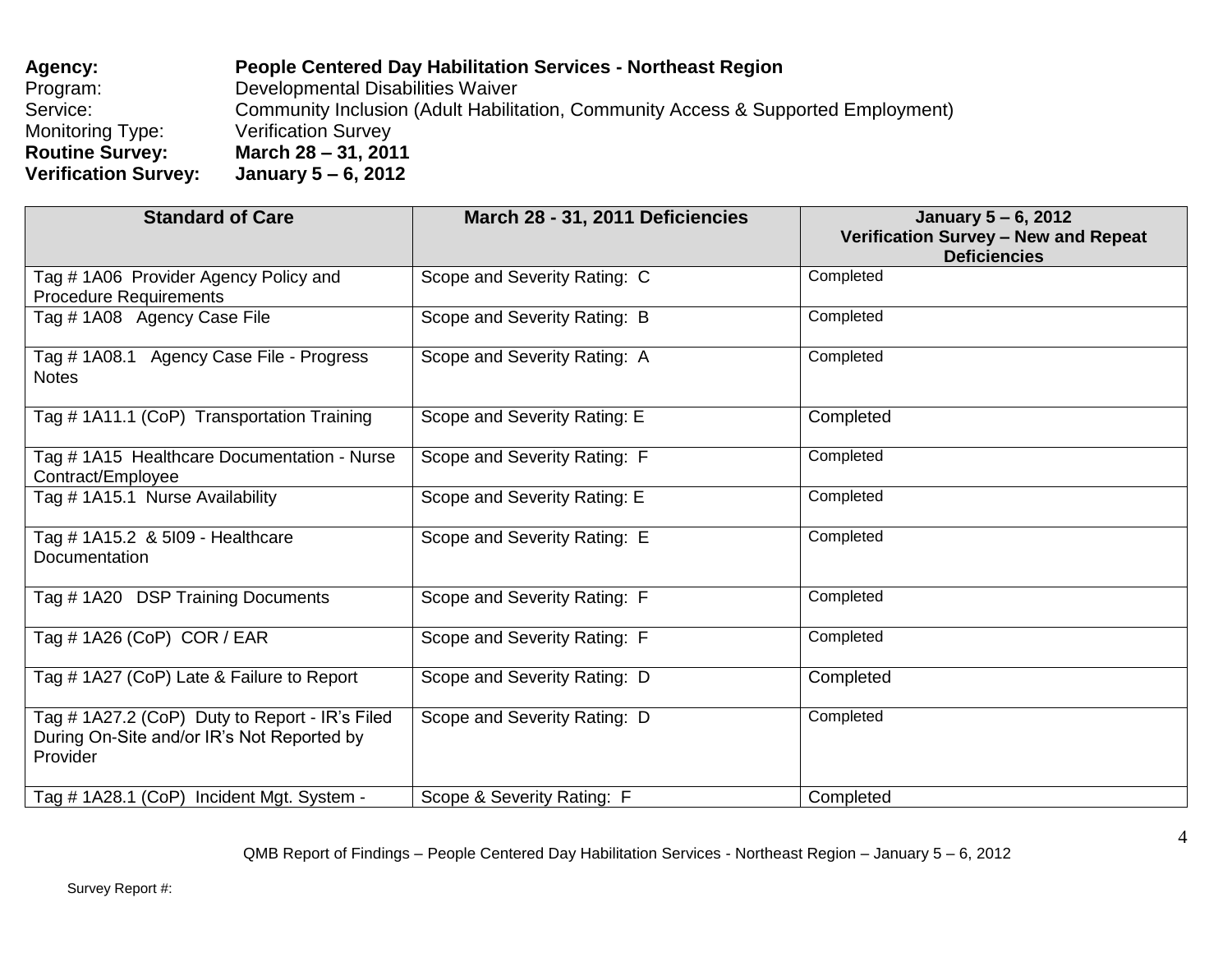**Agency:** **People Centered Day Habilitation Services - Northeast Region**
Program: Developmental Disabilities Waiver
Service: Community Inclusion (Adult Habilitation, Community Access & Supported Employment)
Monitoring Type: Verification Survey
**Routine Survey:** **March 28 – 31, 2011**
**Verification Survey:** **January 5 – 6, 2012**

| Standard of Care | March 28 - 31, 2011 Deficiencies | January 5 – 6, 2012 Verification Survey – New and Repeat Deficiencies |
|---|---|---|
| Tag # 1A06 Provider Agency Policy and Procedure Requirements | Scope and Severity Rating: C | Completed |
| Tag # 1A08 Agency Case File | Scope and Severity Rating: B | Completed |
| Tag # 1A08.1 Agency Case File - Progress Notes | Scope and Severity Rating: A | Completed |
| Tag # 1A11.1 (CoP) Transportation Training | Scope and Severity Rating: E | Completed |
| Tag # 1A15 Healthcare Documentation - Nurse Contract/Employee | Scope and Severity Rating: F | Completed |
| Tag # 1A15.1 Nurse Availability | Scope and Severity Rating: E | Completed |
| Tag # 1A15.2 & 5I09 - Healthcare Documentation | Scope and Severity Rating: E | Completed |
| Tag # 1A20 DSP Training Documents | Scope and Severity Rating: F | Completed |
| Tag # 1A26 (CoP) COR / EAR | Scope and Severity Rating: F | Completed |
| Tag # 1A27 (CoP) Late & Failure to Report | Scope and Severity Rating: D | Completed |
| Tag # 1A27.2 (CoP) Duty to Report - IR's Filed During On-Site and/or IR's Not Reported by Provider | Scope and Severity Rating: D | Completed |
| Tag # 1A28.1 (CoP) Incident Mgt. System - | Scope & Severity Rating: F | Completed |

QMB Report of Findings – People Centered Day Habilitation Services - Northeast Region – January 5 – 6, 2012

Survey Report #: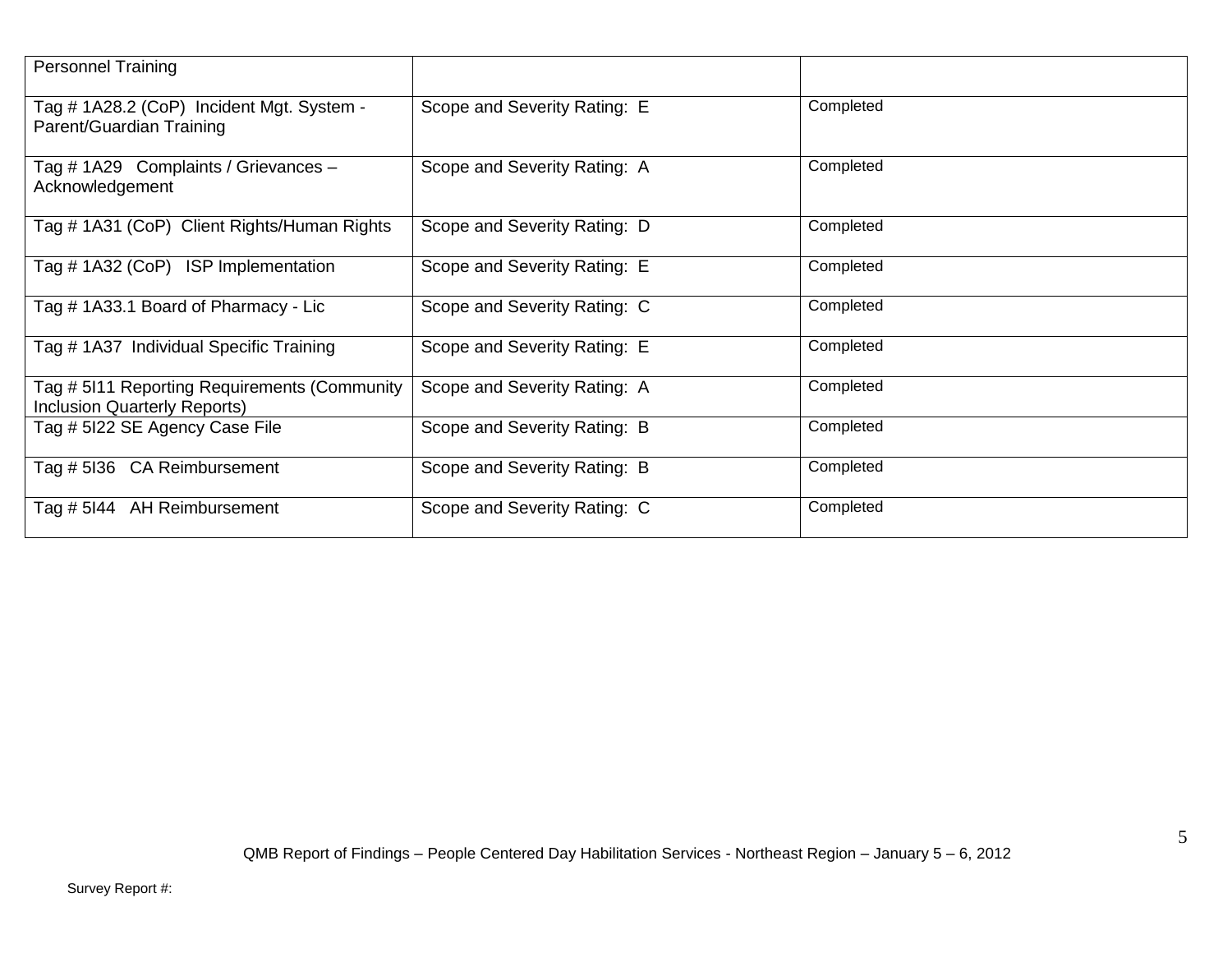| | | |
|---|---|---|
| Personnel Training | | |
| Tag # 1A28.2 (CoP) Incident Mgt. System - Parent/Guardian Training | Scope and Severity Rating: E | Completed |
| Tag # 1A29 Complaints / Grievances – Acknowledgement | Scope and Severity Rating: A | Completed |
| Tag # 1A31 (CoP) Client Rights/Human Rights | Scope and Severity Rating: D | Completed |
| Tag # 1A32 (CoP) ISP Implementation | Scope and Severity Rating: E | Completed |
| Tag # 1A33.1 Board of Pharmacy - Lic | Scope and Severity Rating: C | Completed |
| Tag # 1A37 Individual Specific Training | Scope and Severity Rating: E | Completed |
| Tag # 5I11 Reporting Requirements (Community Inclusion Quarterly Reports) | Scope and Severity Rating: A | Completed |
| Tag # 5I22 SE Agency Case File | Scope and Severity Rating: B | Completed |
| Tag # 5I36 CA Reimbursement | Scope and Severity Rating: B | Completed |
| Tag # 5I44 AH Reimbursement | Scope and Severity Rating: C | Completed |

Survey Report #: